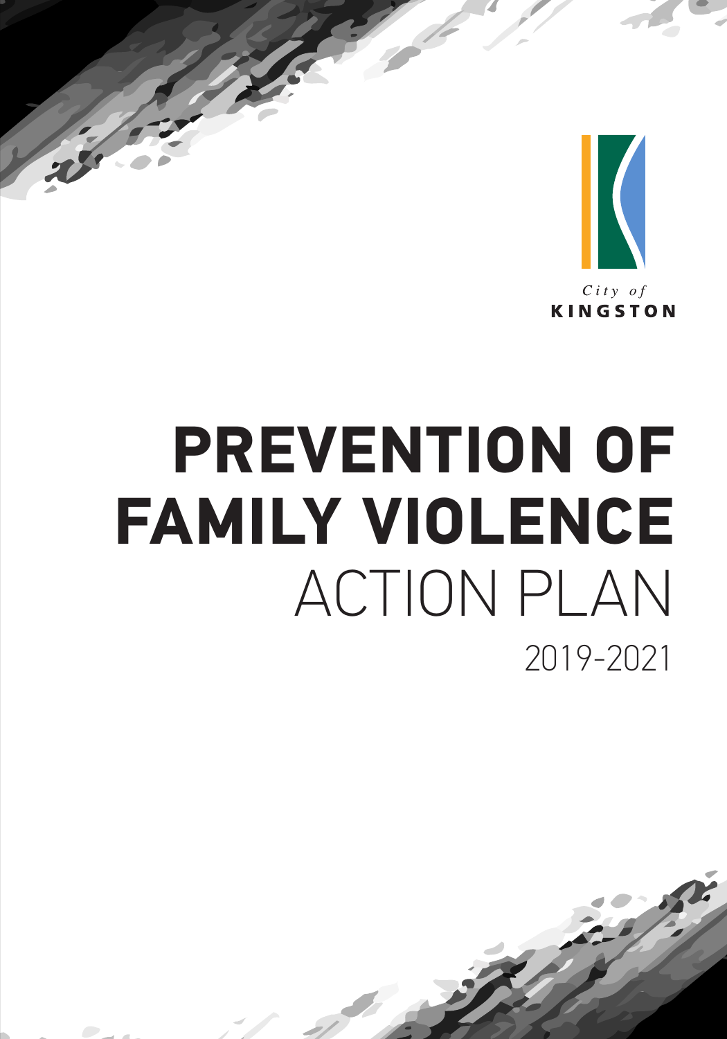City of
KINGSTON

# PREVENTION OF FAMILY VIOLENCE ACTION PLAN

2019-2021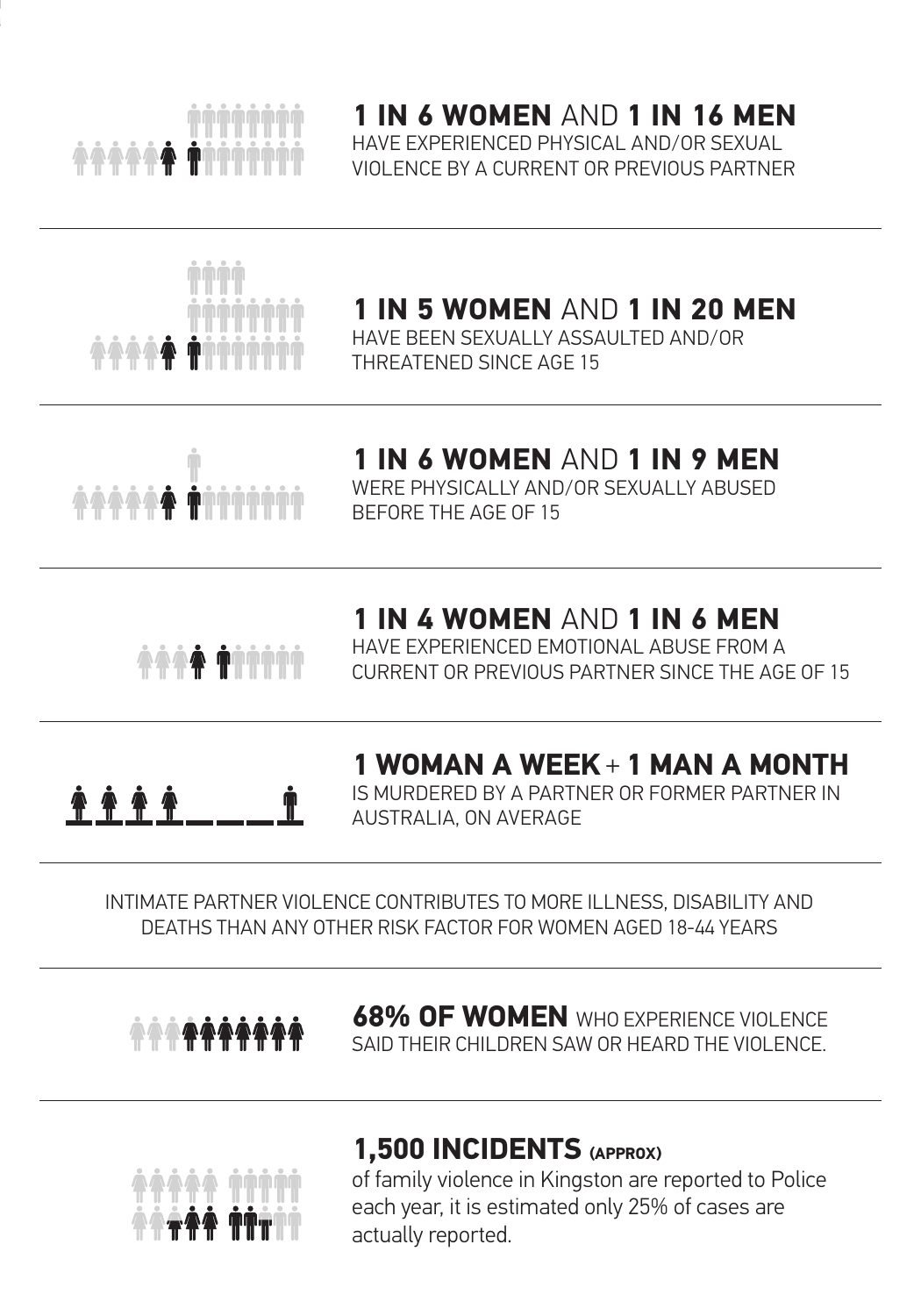**1 IN 6 WOMEN** AND **1 IN 16 MEN**
HAVE EXPERIENCED PHYSICAL AND/OR SEXUAL VIOLENCE BY A CURRENT OR PREVIOUS PARTNER

---

**1 IN 5 WOMEN** AND **1 IN 20 MEN**
HAVE BEEN SEXUALLY ASSAULTED AND/OR THREATENED SINCE AGE 15

---

**1 IN 6 WOMEN** AND **1 IN 9 MEN**
WERE PHYSICALLY AND/OR SEXUALLY ABUSED BEFORE THE AGE OF 15

---

**1 IN 4 WOMEN** AND **1 IN 6 MEN**
HAVE EXPERIENCED EMOTIONAL ABUSE FROM A CURRENT OR PREVIOUS PARTNER SINCE THE AGE OF 15

---

**1 WOMAN A WEEK** + **1 MAN A MONTH**
IS MURDERED BY A PARTNER OR FORMER PARTNER IN AUSTRALIA, ON AVERAGE

---

INTIMATE PARTNER VIOLENCE CONTRIBUTES TO MORE ILLNESS, DISABILITY AND DEATHS THAN ANY OTHER RISK FACTOR FOR WOMEN AGED 18-44 YEARS

---

**68% OF WOMEN** WHO EXPERIENCE VIOLENCE SAID THEIR CHILDREN SAW OR HEARD THE VIOLENCE.

---

**1,500 INCIDENTS (APPROX)**
of family violence in Kingston are reported to Police each year, it is estimated only 25% of cases are actually reported.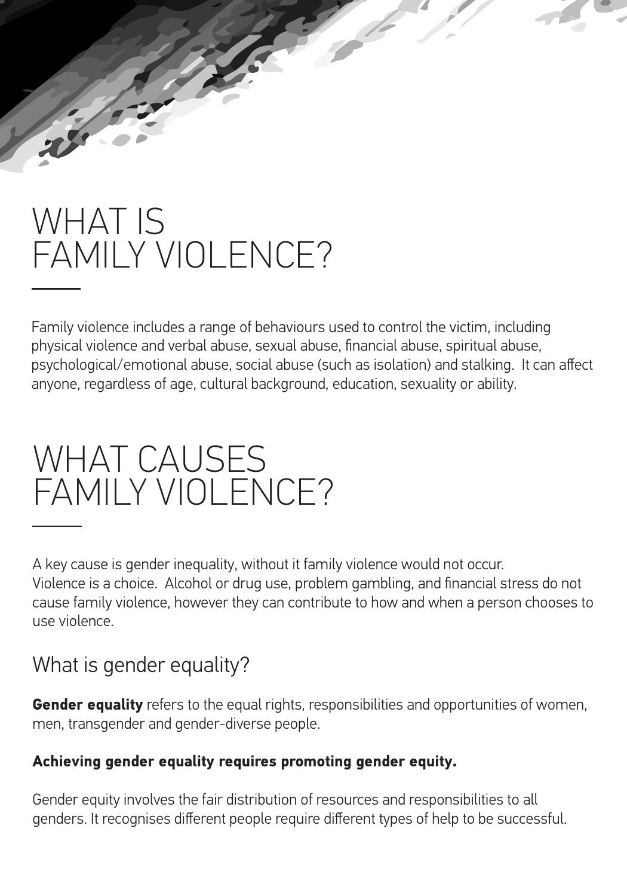# WHAT IS FAMILY VIOLENCE?

Family violence includes a range of behaviours used to control the victim, including physical violence and verbal abuse, sexual abuse, financial abuse, spiritual abuse, psychological/emotional abuse, social abuse (such as isolation) and stalking. It can affect anyone, regardless of age, cultural background, education, sexuality or ability.

# WHAT CAUSES FAMILY VIOLENCE?

A key cause is gender inequality, without it family violence would not occur. Violence is a choice. Alcohol or drug use, problem gambling, and financial stress do not cause family violence, however they can contribute to how and when a person chooses to use violence.

## What is gender equality?

**Gender equality** refers to the equal rights, responsibilities and opportunities of women, men, transgender and gender-diverse people.

**Achieving gender equality requires promoting gender equity.**

Gender equity involves the fair distribution of resources and responsibilities to all genders. It recognises different people require different types of help to be successful.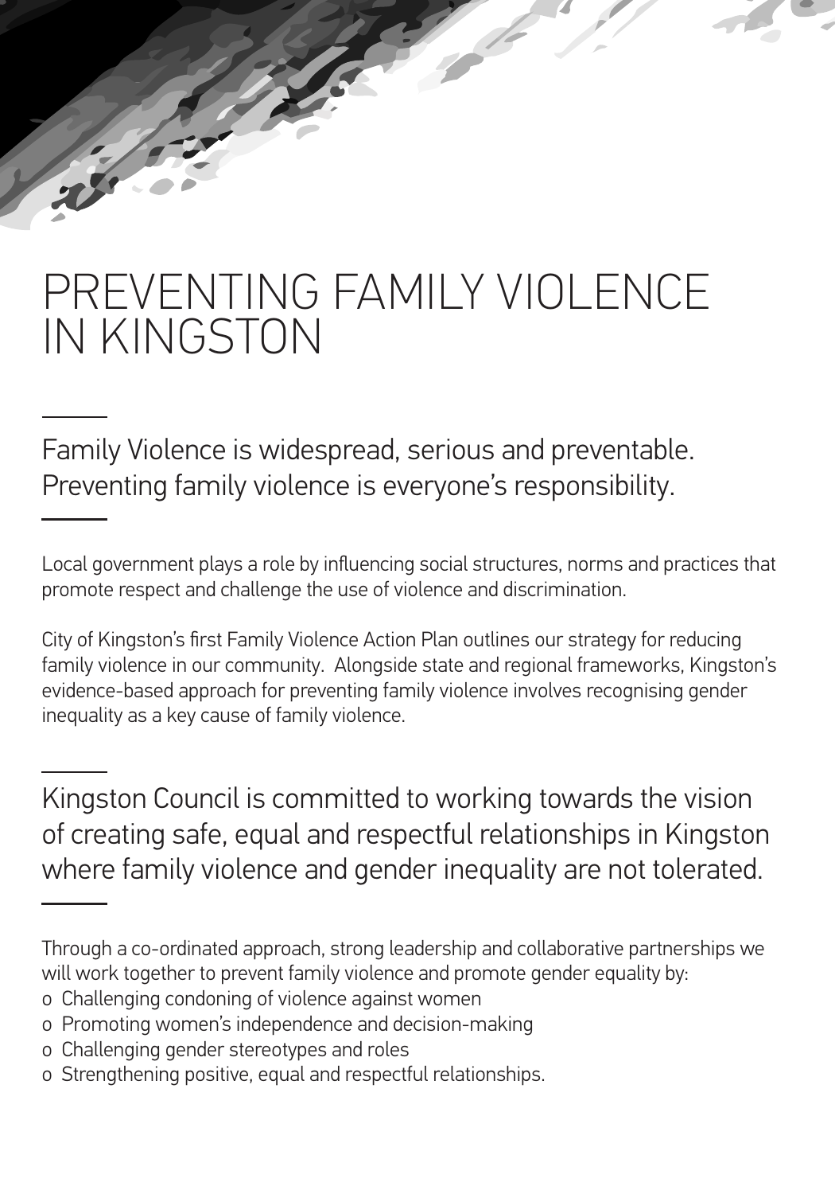# PREVENTING FAMILY VIOLENCE IN KINGSTON

Family Violence is widespread, serious and preventable. Preventing family violence is everyone's responsibility.

Local government plays a role by influencing social structures, norms and practices that promote respect and challenge the use of violence and discrimination.

City of Kingston's first Family Violence Action Plan outlines our strategy for reducing family violence in our community. Alongside state and regional frameworks, Kingston's evidence-based approach for preventing family violence involves recognising gender inequality as a key cause of family violence.

Kingston Council is committed to working towards the vision of creating safe, equal and respectful relationships in Kingston where family violence and gender inequality are not tolerated.

Through a co-ordinated approach, strong leadership and collaborative partnerships we will work together to prevent family violence and promote gender equality by:

- Challenging condoning of violence against women
- Promoting women's independence and decision-making
- Challenging gender stereotypes and roles
- Strengthening positive, equal and respectful relationships.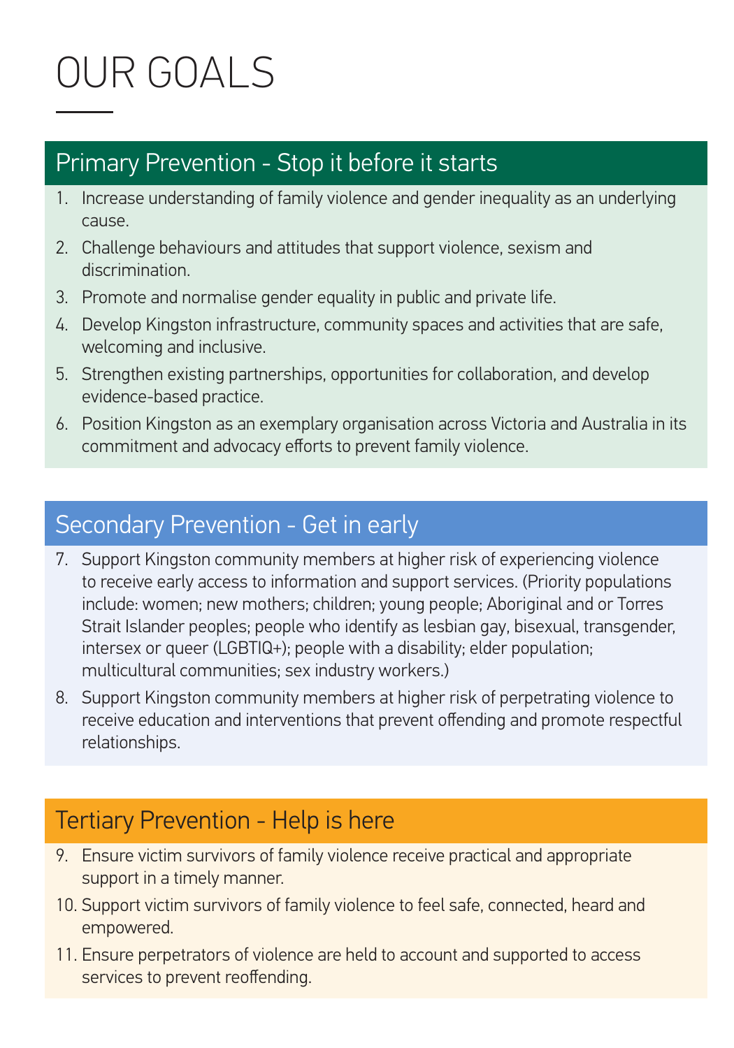# OUR GOALS

## Primary Prevention - Stop it before it starts

1. Increase understanding of family violence and gender inequality as an underlying cause.
2. Challenge behaviours and attitudes that support violence, sexism and discrimination.
3. Promote and normalise gender equality in public and private life.
4. Develop Kingston infrastructure, community spaces and activities that are safe, welcoming and inclusive.
5. Strengthen existing partnerships, opportunities for collaboration, and develop evidence-based practice.
6. Position Kingston as an exemplary organisation across Victoria and Australia in its commitment and advocacy efforts to prevent family violence.

## Secondary Prevention - Get in early

7. Support Kingston community members at higher risk of experiencing violence to receive early access to information and support services. (Priority populations include: women; new mothers; children; young people; Aboriginal and or Torres Strait Islander peoples; people who identify as lesbian gay, bisexual, transgender, intersex or queer (LGBTIQ+); people with a disability; elder population; multicultural communities; sex industry workers.)
8. Support Kingston community members at higher risk of perpetrating violence to receive education and interventions that prevent offending and promote respectful relationships.

## Tertiary Prevention - Help is here

9. Ensure victim survivors of family violence receive practical and appropriate support in a timely manner.
10. Support victim survivors of family violence to feel safe, connected, heard and empowered.
11. Ensure perpetrators of violence are held to account and supported to access services to prevent reoffending.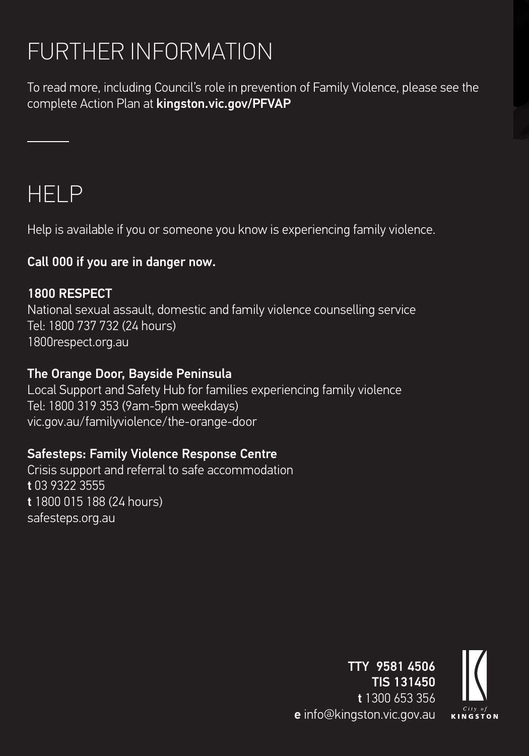# FURTHER INFORMATION

To read more, including Council's role in prevention of Family Violence, please see the complete Action Plan at **kingston.vic.gov/PFVAP**

# HELP

Help is available if you or someone you know is experiencing family violence.

**Call 000 if you are in danger now.**

**1800 RESPECT**
National sexual assault, domestic and family violence counselling service
Tel: 1800 737 732 (24 hours)
1800respect.org.au

**The Orange Door, Bayside Peninsula**
Local Support and Safety Hub for families experiencing family violence
Tel: 1800 319 353 (9am-5pm weekdays)
vic.gov.au/familyviolence/the-orange-door

**Safesteps: Family Violence Response Centre**
Crisis support and referral to safe accommodation
**t** 03 9322 3555
**t** 1800 015 188 (24 hours)
safesteps.org.au

**TTY 9581 4506**
**TIS 131450**
**t** 1300 653 356
**e** info@kingston.vic.gov.au

City of KINGSTON